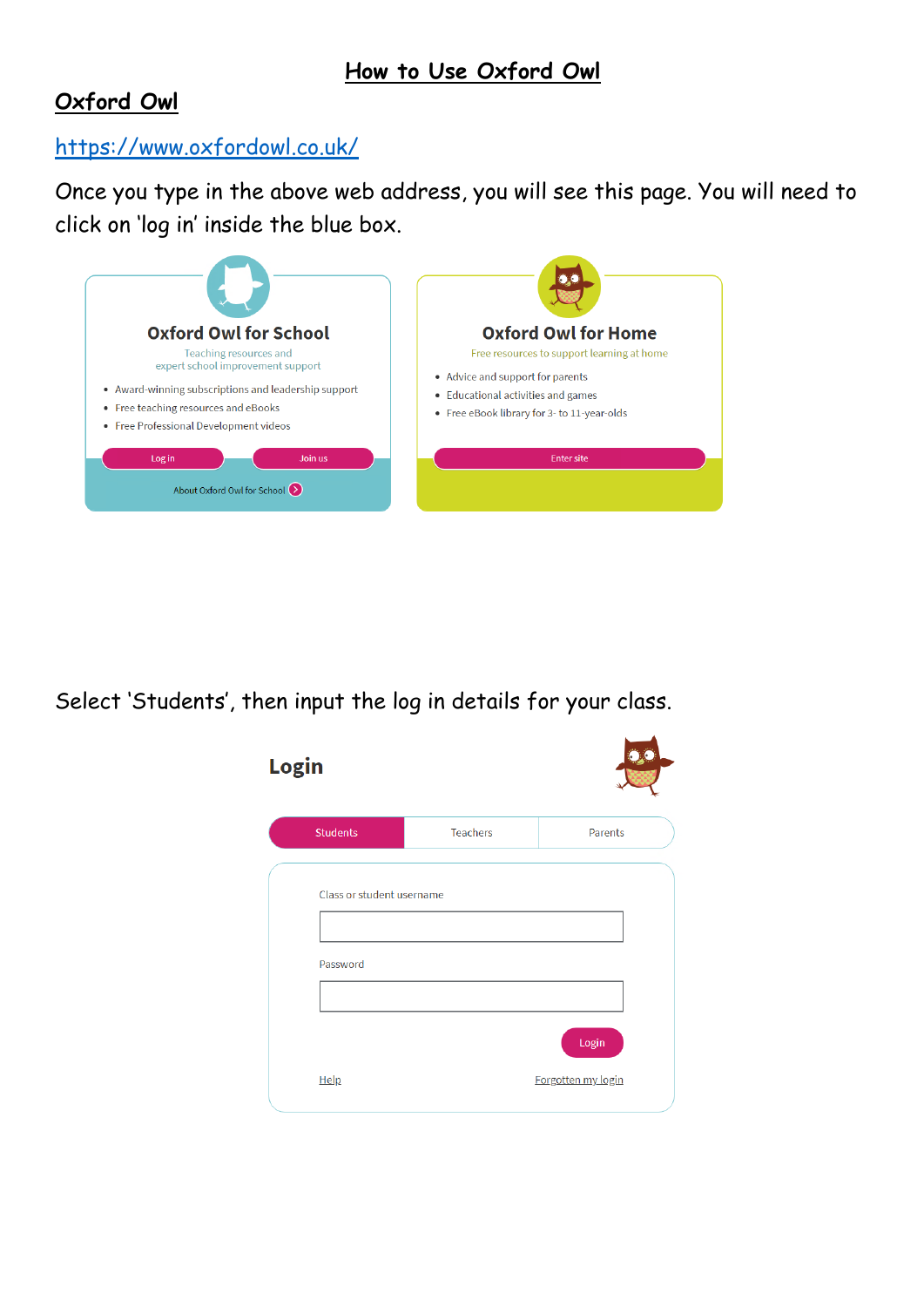# How to Use Oxford Owl

## Oxford Owl

https://www.oxfordowl.co.uk/

Once you type in the above web address, you will see this page. You will need to click on 'log in' inside the blue box.

**Oxford Owl for School**

Teaching resources and expert school improvement support

- Award-winning subscriptions and leadership support
- Free teaching resources and eBooks
- Free Professional Development videos

Log in | Join us

About Oxford Owl for School

**Oxford Owl for Home**

Free resources to support learning at home

- Advice and support for parents
- Educational activities and games
- Free eBook library for 3- to 11-year-olds

Enter site

Select 'Students', then input the log in details for your class.

**Login**

Students | Teachers | Parents

Class or student username

Password

Login

Help

Forgotten my login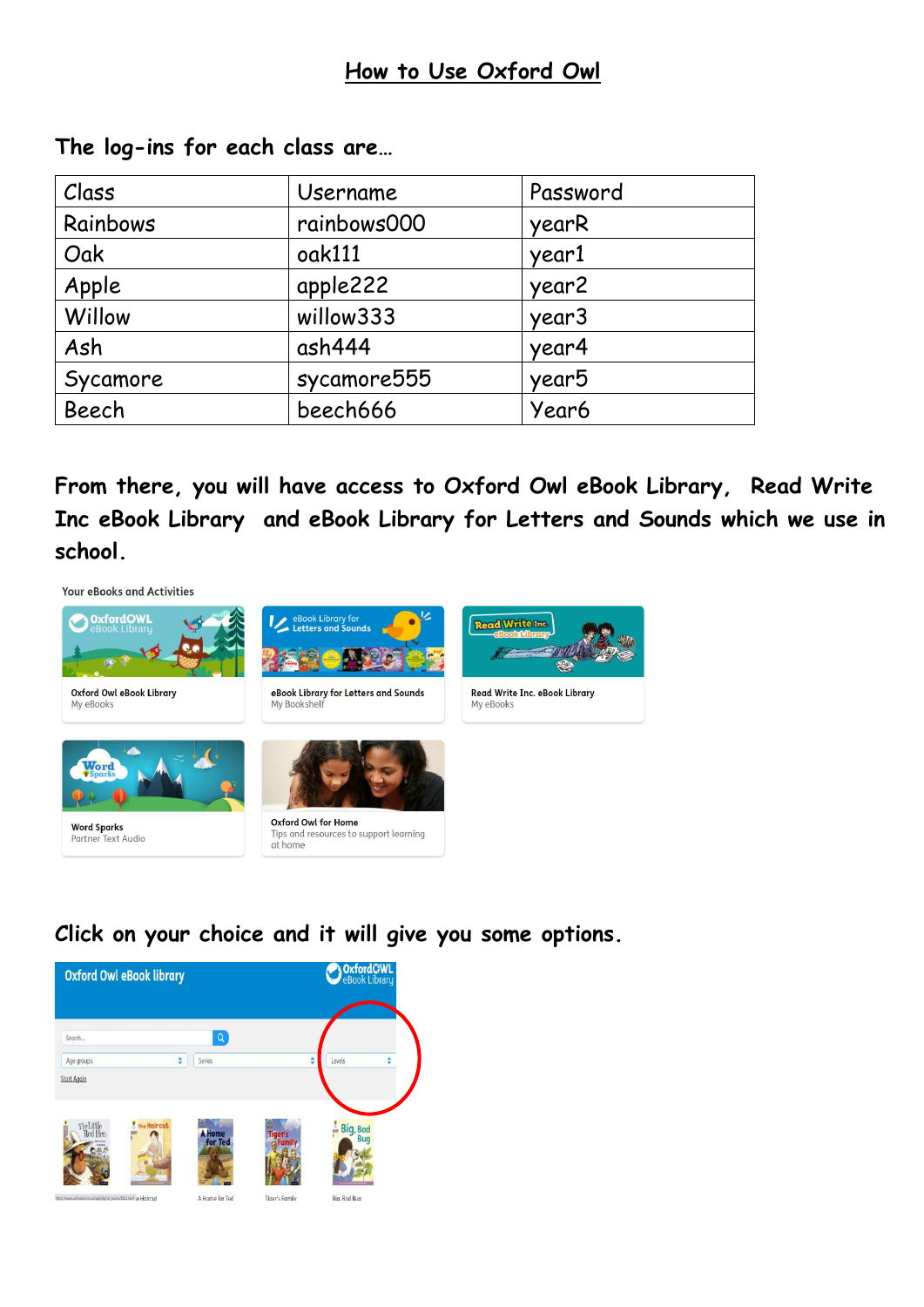# How to Use Oxford Owl

The log-ins for each class are…

| Class | Username | Password |
| --- | --- | --- |
| Rainbows | rainbows000 | yearR |
| Oak | oak111 | year1 |
| Apple | apple222 | year2 |
| Willow | willow333 | year3 |
| Ash | ash444 | year4 |
| Sycamore | sycamore555 | year5 |
| Beech | beech666 | Year6 |

**From there, you will have access to Oxford Owl eBook Library, Read Write Inc eBook Library and eBook Library for Letters and Sounds which we use in school.**

**Click on your choice and it will give you some options.**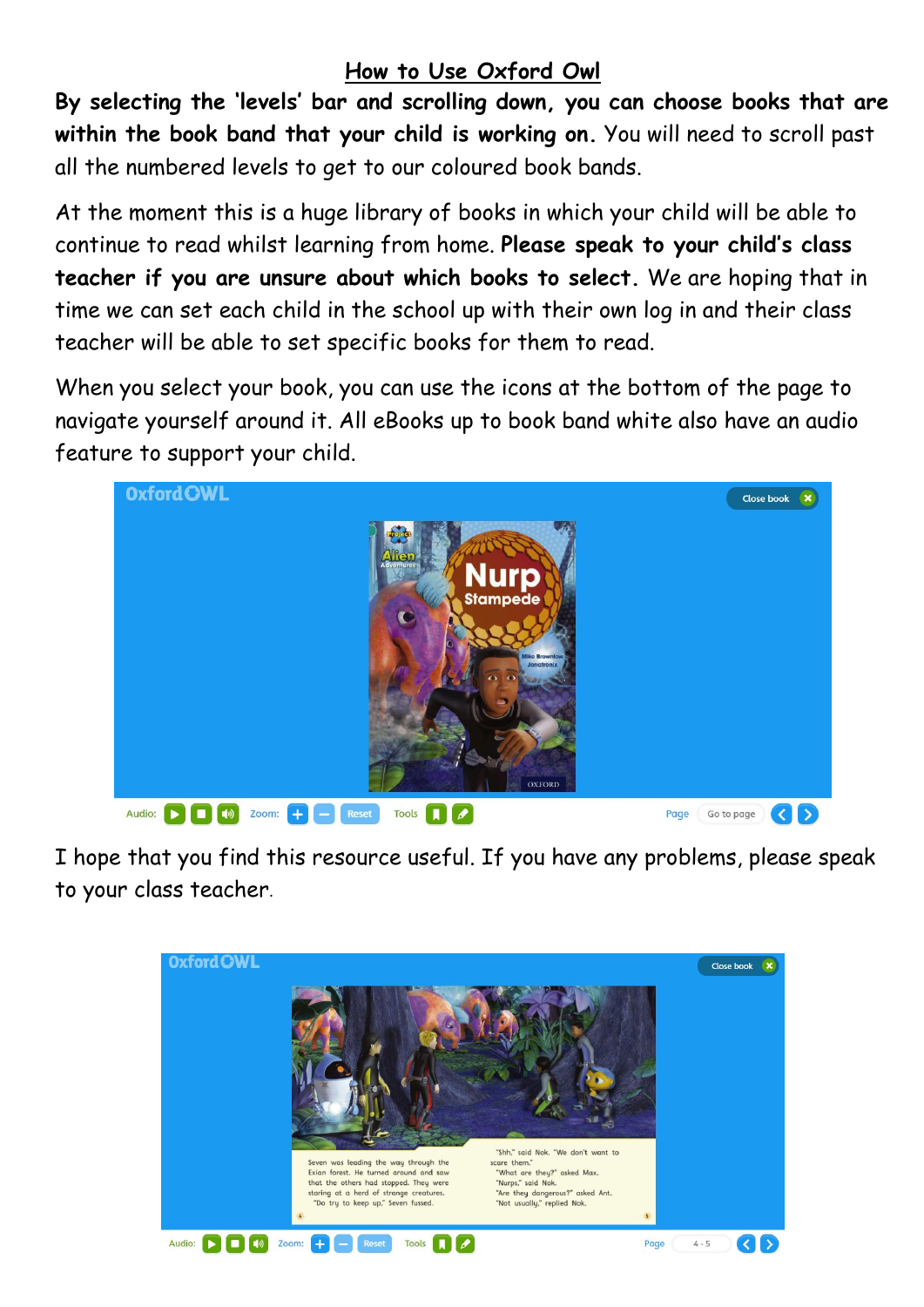# How to Use Oxford Owl

**By selecting the 'levels' bar and scrolling down, you can choose books that are within the book band that your child is working on.** You will need to scroll past all the numbered levels to get to our coloured book bands.

At the moment this is a huge library of books in which your child will be able to continue to read whilst learning from home. **Please speak to your child's class teacher if you are unsure about which books to select.** We are hoping that in time we can set each child in the school up with their own log in and their class teacher will be able to set specific books for them to read.

When you select your book, you can use the icons at the bottom of the page to navigate yourself around it. All eBooks up to book band white also have an audio feature to support your child.

I hope that you find this resource useful. If you have any problems, please speak to your class teacher.